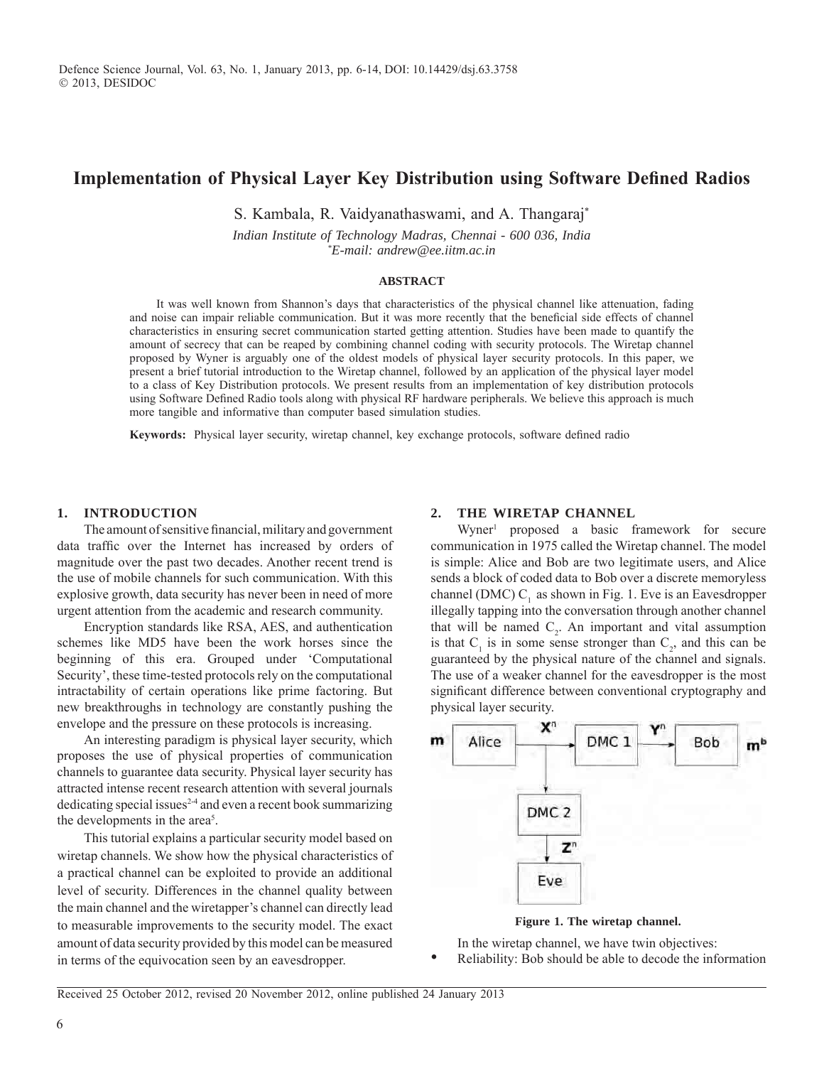# Implementation of Physical Layer Key Distribution using Software Defined Radios

S. Kambala, R. Vaidyanathaswami, and A. Thangaraj*

*Indian Institute of Technology Madras, Chennai - 600 036, India*
*\*E-mail: andrew@ee.iitm.ac.in*

## ABSTRACT

It was well known from Shannon's days that characteristics of the physical channel like attenuation, fading and noise can impair reliable communication. But it was more recently that the beneficial side effects of channel characteristics in ensuring secret communication started getting attention. Studies have been made to quantify the amount of secrecy that can be reaped by combining channel coding with security protocols. The Wiretap channel proposed by Wyner is arguably one of the oldest models of physical layer security protocols. In this paper, we present a brief tutorial introduction to the Wiretap channel, followed by an application of the physical layer model to a class of Key Distribution protocols. We present results from an implementation of key distribution protocols using Software Defined Radio tools along with physical RF hardware peripherals. We believe this approach is much more tangible and informative than computer based simulation studies.

**Keywords:** Physical layer security, wiretap channel, key exchange protocols, software defined radio

## 1. INTRODUCTION

The amount of sensitive financial, military and government data traffic over the Internet has increased by orders of magnitude over the past two decades. Another recent trend is the use of mobile channels for such communication. With this explosive growth, data security has never been in need of more urgent attention from the academic and research community.

Encryption standards like RSA, AES, and authentication schemes like MD5 have been the work horses since the beginning of this era. Grouped under 'Computational Security', these time-tested protocols rely on the computational intractability of certain operations like prime factoring. But new breakthroughs in technology are constantly pushing the envelope and the pressure on these protocols is increasing.

An interesting paradigm is physical layer security, which proposes the use of physical properties of communication channels to guarantee data security. Physical layer security has attracted intense recent research attention with several journals dedicating special issues[2-4] and even a recent book summarizing the developments in the area[5].

This tutorial explains a particular security model based on wiretap channels. We show how the physical characteristics of a practical channel can be exploited to provide an additional level of security. Differences in the channel quality between the main channel and the wiretapper's channel can directly lead to measurable improvements to the security model. The exact amount of data security provided by this model can be measured in terms of the equivocation seen by an eavesdropper.

## 2. THE WIRETAP CHANNEL

Wyner[1] proposed a basic framework for secure communication in 1975 called the Wiretap channel. The model is simple: Alice and Bob are two legitimate users, and Alice sends a block of coded data to Bob over a discrete memoryless channel (DMC) $C_1$ as shown in Fig. 1. Eve is an Eavesdropper illegally tapping into the conversation through another channel that will be named $C_2$. An important and vital assumption is that $C_1$ is in some sense stronger than $C_2$, and this can be guaranteed by the physical nature of the channel and signals. The use of a weaker channel for the eavesdropper is the most significant difference between conventional cryptography and physical layer security.

**Figure 1. The wiretap channel.**

In the wiretap channel, we have twin objectives:

- Reliability: Bob should be able to decode the information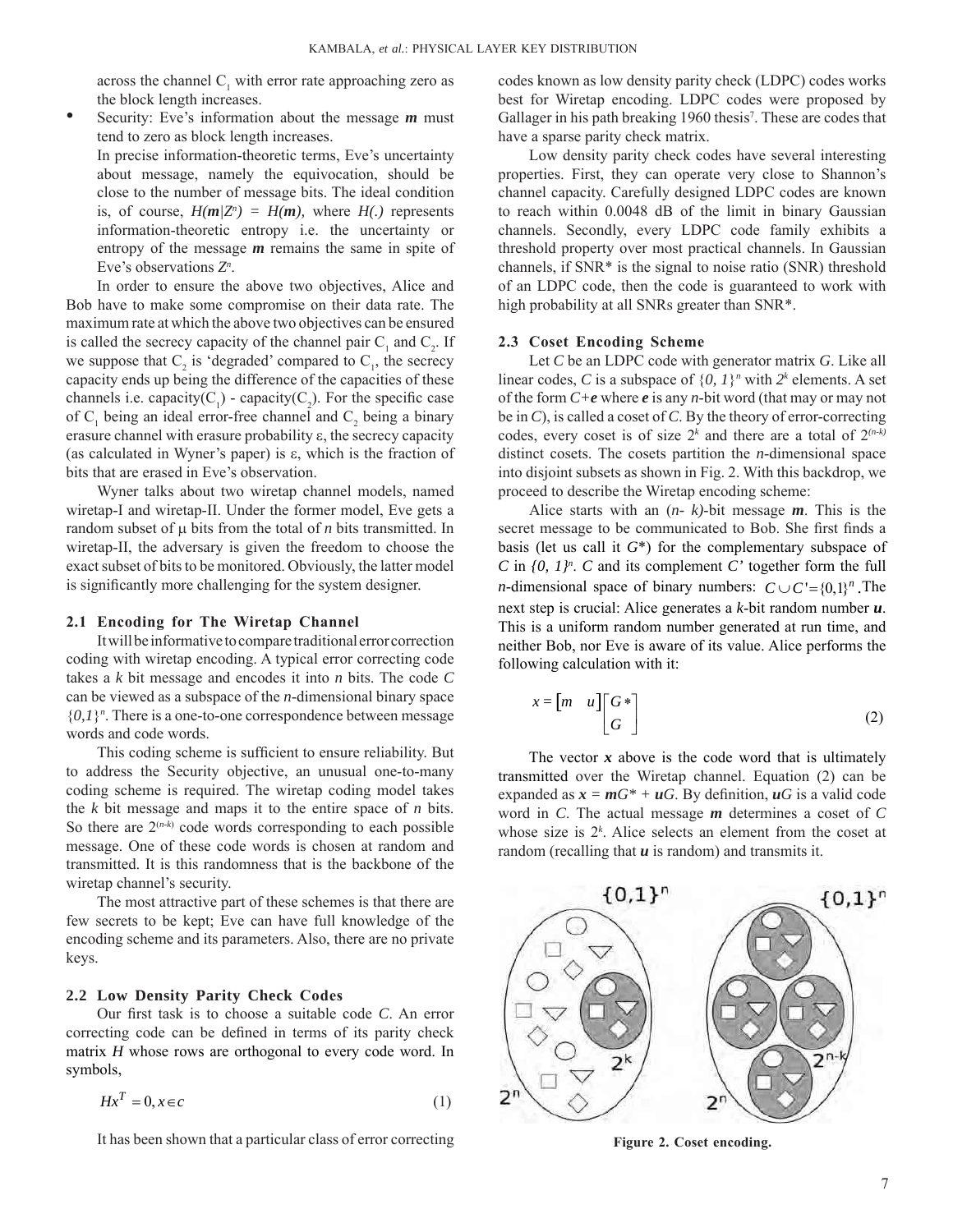across the channel $C_1$ with error rate approaching zero as the block length increases.

- Security: Eve's information about the message ***m*** must tend to zero as block length increases.

  In precise information-theoretic terms, Eve's uncertainty about message, namely the equivocation, should be close to the number of message bits. The ideal condition is, of course, $H(\boldsymbol{m}|Z^n) = H(\boldsymbol{m})$, where $H(.)$ represents information-theoretic entropy i.e. the uncertainty or entropy of the message ***m*** remains the same in spite of Eve's observations $Z^n$.

In order to ensure the above two objectives, Alice and Bob have to make some compromise on their data rate. The maximum rate at which the above two objectives can be ensured is called the secrecy capacity of the channel pair $C_1$ and $C_2$. If we suppose that $C_2$ is 'degraded' compared to $C_1$, the secrecy capacity ends up being the difference of the capacities of these channels i.e. capacity($C_1$) - capacity($C_2$). For the specific case of $C_1$ being an ideal error-free channel and $C_2$ being a binary erasure channel with erasure probability $\varepsilon$, the secrecy capacity (as calculated in Wyner's paper) is $\varepsilon$, which is the fraction of bits that are erased in Eve's observation.

Wyner talks about two wiretap channel models, named wiretap-I and wiretap-II. Under the former model, Eve gets a random subset of $\mu$ bits from the total of *n* bits transmitted. In wiretap-II, the adversary is given the freedom to choose the exact subset of bits to be monitored. Obviously, the latter model is significantly more challenging for the system designer.

### 2.1 Encoding for The Wiretap Channel

It will be informative to compare traditional error correction coding with wiretap encoding. A typical error correcting code takes a *k* bit message and encodes it into *n* bits. The code *C* can be viewed as a subspace of the *n*-dimensional binary space $\{0,1\}^n$. There is a one-to-one correspondence between message words and code words.

This coding scheme is sufficient to ensure reliability. But to address the Security objective, an unusual one-to-many coding scheme is required. The wiretap coding model takes the *k* bit message and maps it to the entire space of *n* bits. So there are $2^{(n-k)}$ code words corresponding to each possible message. One of these code words is chosen at random and transmitted. It is this randomness that is the backbone of the wiretap channel's security.

The most attractive part of these schemes is that there are few secrets to be kept; Eve can have full knowledge of the encoding scheme and its parameters. Also, there are no private keys.

### 2.2 Low Density Parity Check Codes

Our first task is to choose a suitable code *C*. An error correcting code can be defined in terms of its parity check matrix *H* whose rows are orthogonal to every code word. In symbols,

$$Hx^T = 0, x \in c \tag{1}$$

It has been shown that a particular class of error correcting codes known as low density parity check (LDPC) codes works best for Wiretap encoding. LDPC codes were proposed by Gallager in his path breaking 1960 thesis[7]. These are codes that have a sparse parity check matrix.

Low density parity check codes have several interesting properties. First, they can operate very close to Shannon's channel capacity. Carefully designed LDPC codes are known to reach within 0.0048 dB of the limit in binary Gaussian channels. Secondly, every LDPC code family exhibits a threshold property over most practical channels. In Gaussian channels, if SNR* is the signal to noise ratio (SNR) threshold of an LDPC code, then the code is guaranteed to work with high probability at all SNRs greater than SNR*.

### 2.3 Coset Encoding Scheme

Let *C* be an LDPC code with generator matrix *G*. Like all linear codes, *C* is a subspace of $\{0, 1\}^n$ with $2^k$ elements. A set of the form $C+\boldsymbol{e}$ where ***e*** is any *n*-bit word (that may or may not be in *C*), is called a coset of *C*. By the theory of error-correcting codes, every coset is of size $2^k$ and there are a total of $2^{(n-k)}$ distinct cosets. The cosets partition the *n*-dimensional space into disjoint subsets as shown in Fig. 2. With this backdrop, we proceed to describe the Wiretap encoding scheme:

Alice starts with an $(n-k)$-bit message ***m***. This is the secret message to be communicated to Bob. She first finds a basis (let us call it *G\**) for the complementary subspace of *C* in $\{0, 1\}^n$. *C* and its complement *C'* together form the full *n*-dimensional space of binary numbers: $C \cup C' = \{0,1\}^n$. The next step is crucial: Alice generates a *k*-bit random number ***u***. This is a uniform random number generated at run time, and neither Bob, nor Eve is aware of its value. Alice performs the following calculation with it:

$$x = \begin{bmatrix} m & u \end{bmatrix} \begin{bmatrix} G* \\ G \end{bmatrix} \tag{2}$$

The vector ***x*** above is the code word that is ultimately transmitted over the Wiretap channel. Equation (2) can be expanded as $\boldsymbol{x} = \boldsymbol{m}G^* + \boldsymbol{u}G$. By definition, $\boldsymbol{u}G$ is a valid code word in *C*. The actual message ***m*** determines a coset of *C* whose size is $2^k$. Alice selects an element from the coset at random (recalling that ***u*** is random) and transmits it.

**Figure 2. Coset encoding.**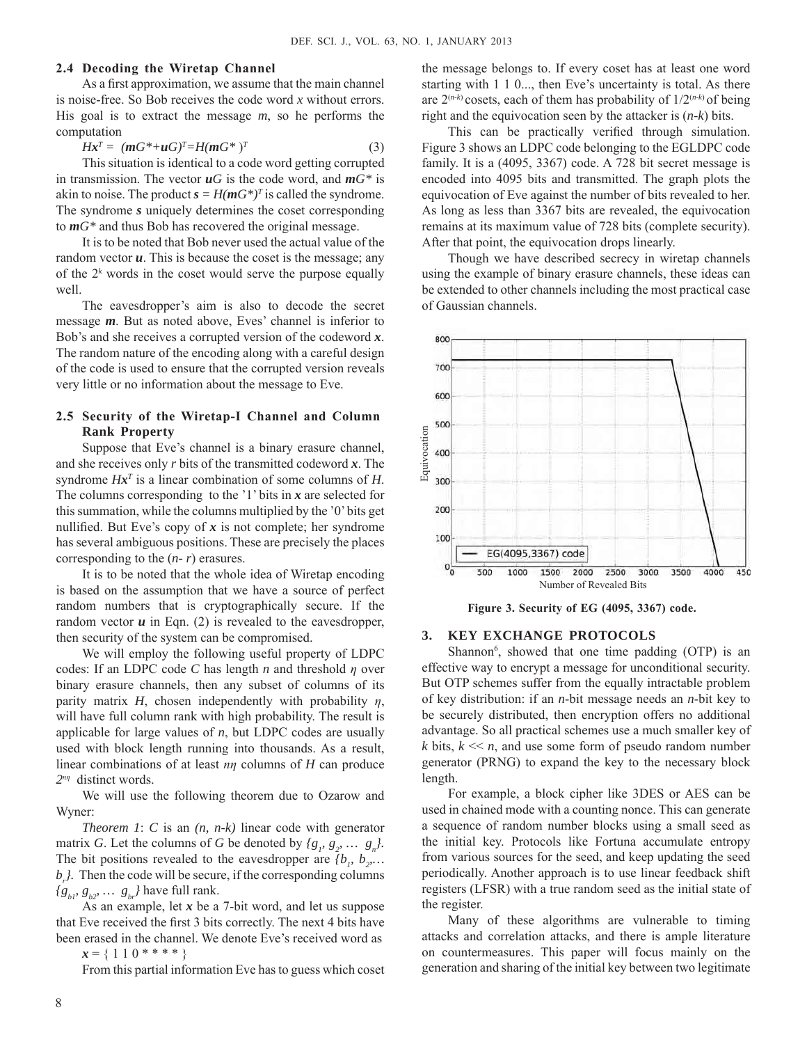### 2.4 Decoding the Wiretap Channel

As a first approximation, we assume that the main channel is noise-free. So Bob receives the code word $x$ without errors. His goal is to extract the message $m$, so he performs the computation

$$Hx^T = (mG^* + uG)^T = H(mG^*)^T \tag{3}$$

This situation is identical to a code word getting corrupted in transmission. The vector $uG$ is the code word, and $mG^*$ is akin to noise. The product $s = H(mG^*)^T$ is called the syndrome. The syndrome $s$ uniquely determines the coset corresponding to $mG^*$ and thus Bob has recovered the original message.

It is to be noted that Bob never used the actual value of the random vector $u$. This is because the coset is the message; any of the $2^k$ words in the coset would serve the purpose equally well.

The eavesdropper's aim is also to decode the secret message $m$. But as noted above, Eves' channel is inferior to Bob's and she receives a corrupted version of the codeword $x$. The random nature of the encoding along with a careful design of the code is used to ensure that the corrupted version reveals very little or no information about the message to Eve.

### 2.5 Security of the Wiretap-I Channel and Column Rank Property

Suppose that Eve's channel is a binary erasure channel, and she receives only $r$ bits of the transmitted codeword $x$. The syndrome $Hx^T$ is a linear combination of some columns of $H$. The columns corresponding to the '1' bits in $x$ are selected for this summation, while the columns multiplied by the '0' bits get nullified. But Eve's copy of $x$ is not complete; her syndrome has several ambiguous positions. These are precisely the places corresponding to the $(n-r)$ erasures.

It is to be noted that the whole idea of Wiretap encoding is based on the assumption that we have a source of perfect random numbers that is cryptographically secure. If the random vector $u$ in Eqn. (2) is revealed to the eavesdropper, then security of the system can be compromised.

We will employ the following useful property of LDPC codes: If an LDPC code $C$ has length $n$ and threshold $\eta$ over binary erasure channels, then any subset of columns of its parity matrix $H$, chosen independently with probability $\eta$, will have full column rank with high probability. The result is applicable for large values of $n$, but LDPC codes are usually used with block length running into thousands. As a result, linear combinations of at least $n\eta$ columns of $H$ can produce $2^{n\eta}$ distinct words.

We will use the following theorem due to Ozarow and Wyner:

*Theorem 1*: $C$ is an $(n, n-k)$ linear code with generator matrix $G$. Let the columns of $G$ be denoted by $\{g_1, g_2, \ldots g_n\}$. The bit positions revealed to the eavesdropper are $\{b_1, b_2, \ldots b_r\}$. Then the code will be secure, if the corresponding columns $\{g_{b1}, g_{b2}, \ldots g_{br}\}$ have full rank.

As an example, let $x$ be a 7-bit word, and let us suppose that Eve received the first 3 bits correctly. The next 4 bits have been erased in the channel. We denote Eve's received word as

$x = \{ 1\ 1\ 0 * * * * \}$

From this partial information Eve has to guess which coset the message belongs to. If every coset has at least one word starting with 1 1 0..., then Eve's uncertainty is total. As there are $2^{(n-k)}$ cosets, each of them has probability of $1/2^{(n-k)}$ of being right and the equivocation seen by the attacker is $(n-k)$ bits.

This can be practically verified through simulation. Figure 3 shows an LDPC code belonging to the EGLDPC code family. It is a (4095, 3367) code. A 728 bit secret message is encoded into 4095 bits and transmitted. The graph plots the equivocation of Eve against the number of bits revealed to her. As long as less than 3367 bits are revealed, the equivocation remains at its maximum value of 728 bits (complete security). After that point, the equivocation drops linearly.

Though we have described secrecy in wiretap channels using the example of binary erasure channels, these ideas can be extended to other channels including the most practical case of Gaussian channels.

**Figure 3. Security of EG (4095, 3367) code.**

## 3. KEY EXCHANGE PROTOCOLS

Shannon[6], showed that one time padding (OTP) is an effective way to encrypt a message for unconditional security. But OTP schemes suffer from the equally intractable problem of key distribution: if an $n$-bit message needs an $n$-bit key to be securely distributed, then encryption offers no additional advantage. So all practical schemes use a much smaller key of $k$ bits, $k << n$, and use some form of pseudo random number generator (PRNG) to expand the key to the necessary block length.

For example, a block cipher like 3DES or AES can be used in chained mode with a counting nonce. This can generate a sequence of random number blocks using a small seed as the initial key. Protocols like Fortuna accumulate entropy from various sources for the seed, and keep updating the seed periodically. Another approach is to use linear feedback shift registers (LFSR) with a true random seed as the initial state of the register.

Many of these algorithms are vulnerable to timing attacks and correlation attacks, and there is ample literature on countermeasures. This paper will focus mainly on the generation and sharing of the initial key between two legitimate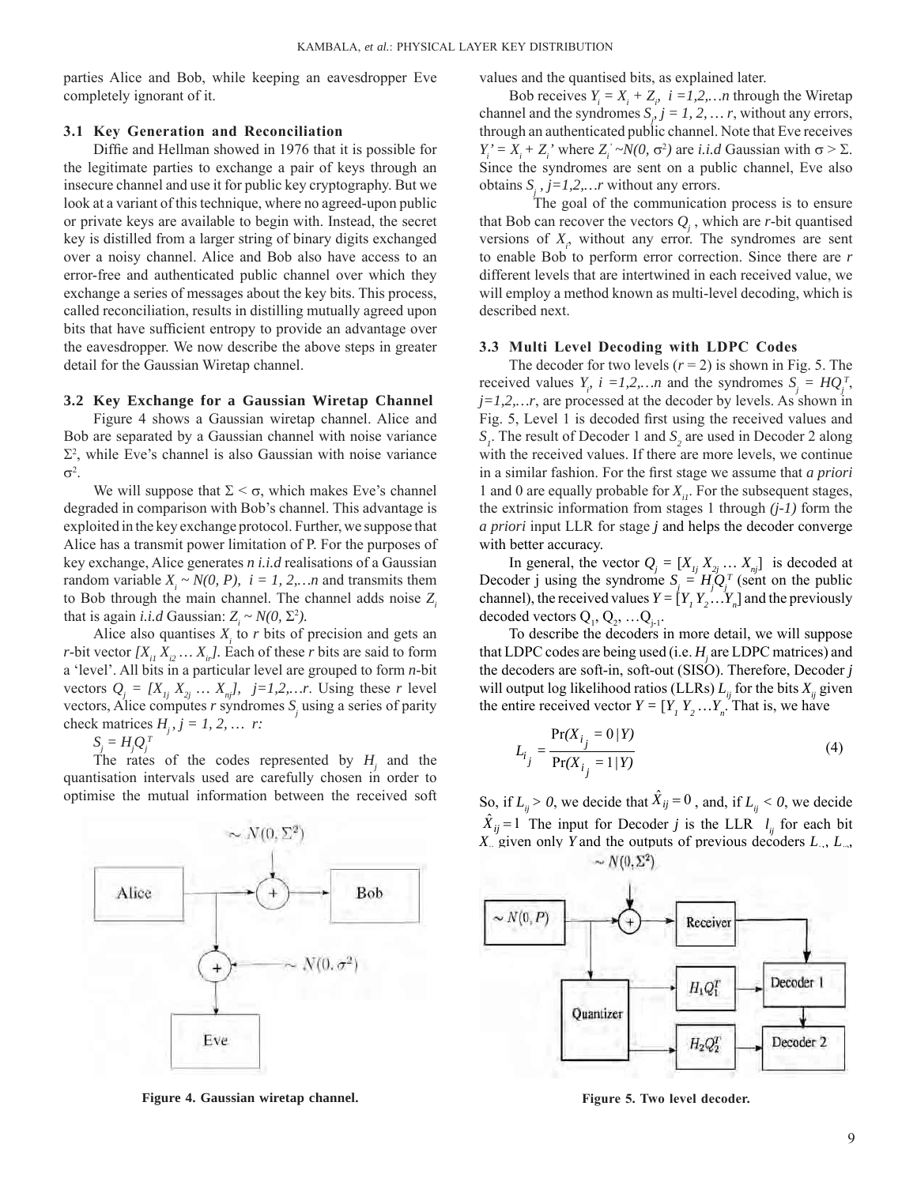parties Alice and Bob, while keeping an eavesdropper Eve completely ignorant of it.

### 3.1 Key Generation and Reconciliation

Diffie and Hellman showed in 1976 that it is possible for the legitimate parties to exchange a pair of keys through an insecure channel and use it for public key cryptography. But we look at a variant of this technique, where no agreed-upon public or private keys are available to begin with. Instead, the secret key is distilled from a larger string of binary digits exchanged over a noisy channel. Alice and Bob also have access to an error-free and authenticated public channel over which they exchange a series of messages about the key bits. This process, called reconciliation, results in distilling mutually agreed upon bits that have sufficient entropy to provide an advantage over the eavesdropper. We now describe the above steps in greater detail for the Gaussian Wiretap channel.

### 3.2 Key Exchange for a Gaussian Wiretap Channel

Figure 4 shows a Gaussian wiretap channel. Alice and Bob are separated by a Gaussian channel with noise variance $\Sigma^2$, while Eve's channel is also Gaussian with noise variance $\sigma^2$.

We will suppose that $\Sigma < \sigma$, which makes Eve's channel degraded in comparison with Bob's channel. This advantage is exploited in the key exchange protocol. Further, we suppose that Alice has a transmit power limitation of P. For the purposes of key exchange, Alice generates *n i.i.d* realisations of a Gaussian random variable $X_i \sim N(0, P)$, $i = 1, 2,\ldots n$ and transmits them to Bob through the main channel. The channel adds noise $Z_i$ that is again *i.i.d* Gaussian: $Z_i \sim N(0, \Sigma^2)$.

Alice also quantises $X_i$ to $r$ bits of precision and gets an $r$-bit vector $[X_{i1}\, X_{i2} \ldots X_{ir}]$. Each of these $r$ bits are said to form a 'level'. All bits in a particular level are grouped to form $n$-bit vectors $Q_j = [X_{1j}\, X_{2j} \ldots X_{nj}]$, $j=1,2,\ldots r$. Using these $r$ level vectors, Alice computes $r$ syndromes $S_j$ using a series of parity check matrices $H_j$, $j = 1, 2, \ldots r$:

$S_j = H_j Q_j^T$

The rates of the codes represented by $H_j$ and the quantisation intervals used are carefully chosen in order to optimise the mutual information between the received soft values and the quantised bits, as explained later.

Bob receives $Y_i = X_i + Z_i$, $i = 1,2,\ldots n$ through the Wiretap channel and the syndromes $S_j$, $j = 1, 2, \ldots r$, without any errors, through an authenticated public channel. Note that Eve receives $Y_i' = X_i + Z_i'$ where $Z_i' \sim N(0, \sigma^2)$ are *i.i.d* Gaussian with $\sigma > \Sigma$. Since the syndromes are sent on a public channel, Eve also obtains $S_j$, $j=1,2,\ldots r$ without any errors.

The goal of the communication process is to ensure that Bob can recover the vectors $Q_j$, which are $r$-bit quantised versions of $X_i$, without any error. The syndromes are sent to enable Bob to perform error correction. Since there are $r$ different levels that are intertwined in each received value, we will employ a method known as multi-level decoding, which is described next.

### 3.3 Multi Level Decoding with LDPC Codes

The decoder for two levels ($r = 2$) is shown in Fig. 5. The received values $Y_i$, $i = 1,2,\ldots n$ and the syndromes $S_j = HQ_j^T$, $j=1,2,\ldots r$, are processed at the decoder by levels. As shown in Fig. 5, Level 1 is decoded first using the received values and $S_1$. The result of Decoder 1 and $S_2$ are used in Decoder 2 along with the received values. If there are more levels, we continue in a similar fashion. For the first stage we assume that *a priori* 1 and 0 are equally probable for $X_{i1}$. For the subsequent stages, the extrinsic information from stages 1 through $(j-1)$ form the *a priori* input LLR for stage $j$ and helps the decoder converge with better accuracy.

In general, the vector $Q_j = [X_{1j}\, X_{2j} \ldots X_{nj}]$ is decoded at Decoder j using the syndrome $S_j = H_j Q_j^T$ (sent on the public channel), the received values $Y = [Y_1\, Y_2 \ldots Y_n]$ and the previously decoded vectors $Q_1, Q_2, \ldots Q_{j-1}$.

To describe the decoders in more detail, we will suppose that LDPC codes are being used (i.e. $H_j$ are LDPC matrices) and the decoders are soft-in, soft-out (SISO). Therefore, Decoder $j$ will output log likelihood ratios (LLRs) $L_{ij}$ for the bits $X_{ij}$ given the entire received vector $Y = [Y_1\, Y_2 \ldots Y_n]$. That is, we have

$$L_{ij} = \frac{\Pr(X_{ij} = 0 \mid Y)}{\Pr(X_{ij} = 1 \mid Y)} \tag{4}$$

So, if $L_{ij} > 0$, we decide that $\hat{X}_{ij} = 0$, and, if $L_{ij} < 0$, we decide $\hat{X}_{ij} = 1$ The input for Decoder $j$ is the LLR $l_{ij}$ for each bit $X_{ij}$ given only $Y$ and the outputs of previous decoders $L_{i1}$, $L_{i2}$,

**Figure 4. Gaussian wiretap channel.**

**Figure 5. Two level decoder.**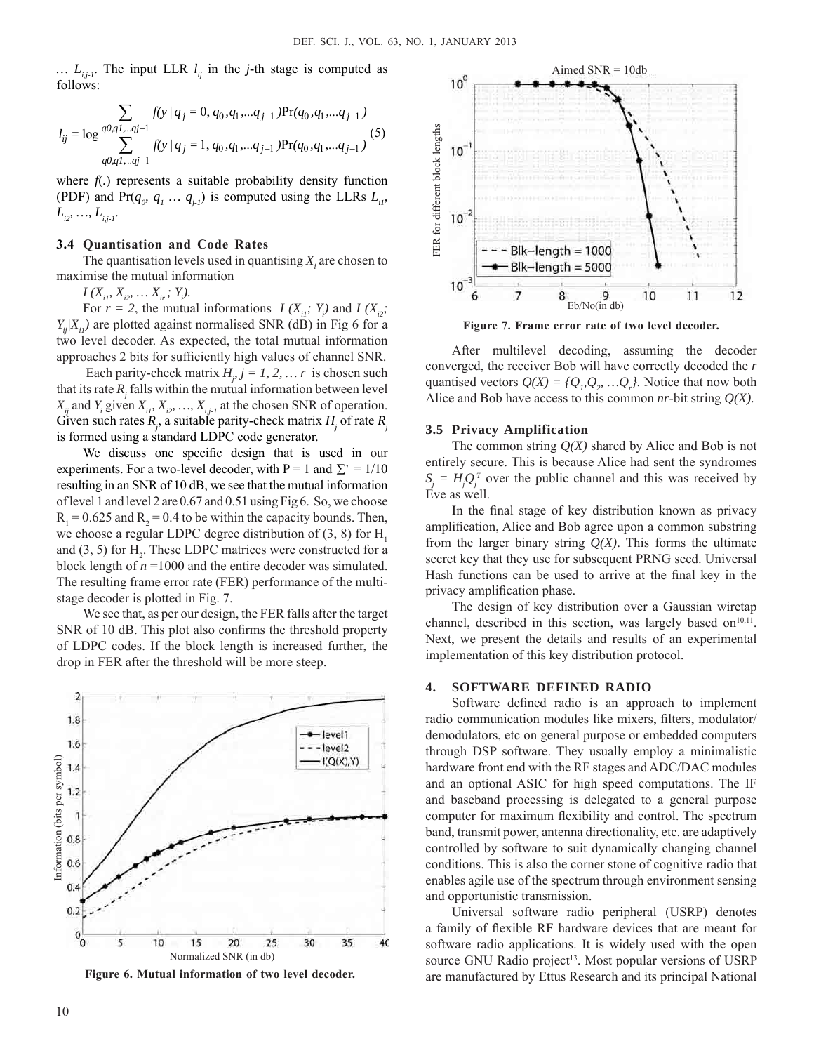… $L_{i,j-1}$. The input LLR $l_{ij}$ in the $j$-th stage is computed as follows:

$$l_{ij} = \log \frac{\sum_{q0,q1,..qj-1} f(y \mid q_j = 0, q_0, q_1, ... q_{j-1}) \Pr(q_0, q_1, ... q_{j-1})}{\sum_{q0,q1,..qj-1} f(y \mid q_j = 1, q_0, q_1, ... q_{j-1}) \Pr(q_0, q_1, ... q_{j-1})} \quad (5)$$

where $f(.)$ represents a suitable probability density function (PDF) and $\Pr(q_0, q_1 \ldots q_{j-1})$ is computed using the LLRs $L_{i1}$, $L_{i2}$, …, $L_{i,j-1}$.

### 3.4 Quantisation and Code Rates

The quantisation levels used in quantising $X_i$ are chosen to maximise the mutual information

$I(X_{i1}, X_{i2}, \ldots X_{ir}; Y_i)$.

For $r = 2$, the mutual informations $I(X_{i1}; Y_i)$ and $I(X_{i2}; Y_{ij} | X_{i1})$ are plotted against normalised SNR (dB) in Fig 6 for a two level decoder. As expected, the total mutual information approaches 2 bits for sufficiently high values of channel SNR.

Each parity-check matrix $H_j, j = 1, 2, \ldots r$ is chosen such that its rate $R_j$ falls within the mutual information between level $X_{ij}$ and $Y_i$ given $X_{i1}, X_{i2}, \ldots, X_{i,j-1}$ at the chosen SNR of operation. Given such rates $R_j$, a suitable parity-check matrix $H_j$ of rate $R_j$ is formed using a standard LDPC code generator.

We discuss one specific design that is used in our experiments. For a two-level decoder, with P = 1 and $\Sigma^2 = 1/10$ resulting in an SNR of 10 dB, we see that the mutual information of level 1 and level 2 are 0.67 and 0.51 using Fig 6. So, we choose $R_1 = 0.625$ and $R_2 = 0.4$ to be within the capacity bounds. Then, we choose a regular LDPC degree distribution of (3, 8) for $H_1$ and (3, 5) for $H_2$. These LDPC matrices were constructed for a block length of $n$ =1000 and the entire decoder was simulated. The resulting frame error rate (FER) performance of the multi-stage decoder is plotted in Fig. 7.

We see that, as per our design, the FER falls after the target SNR of 10 dB. This plot also confirms the threshold property of LDPC codes. If the block length is increased further, the drop in FER after the threshold will be more steep.

**Figure 6. Mutual information of two level decoder.**

**Figure 7. Frame error rate of two level decoder.**

After multilevel decoding, assuming the decoder converged, the receiver Bob will have correctly decoded the $r$ quantised vectors $Q(X) = \{Q_1, Q_2, \ldots Q_r\}$. Notice that now both Alice and Bob have access to this common $nr$-bit string $Q(X)$.

### 3.5 Privacy Amplification

The common string $Q(X)$ shared by Alice and Bob is not entirely secure. This is because Alice had sent the syndromes $S_j = H_j Q_j^T$ over the public channel and this was received by Eve as well.

In the final stage of key distribution known as privacy amplification, Alice and Bob agree upon a common substring from the larger binary string $Q(X)$. This forms the ultimate secret key that they use for subsequent PRNG seed. Universal Hash functions can be used to arrive at the final key in the privacy amplification phase.

The design of key distribution over a Gaussian wiretap channel, described in this section, was largely based on[10,11]. Next, we present the details and results of an experimental implementation of this key distribution protocol.

## 4. SOFTWARE DEFINED RADIO

Software defined radio is an approach to implement radio communication modules like mixers, filters, modulator/demodulators, etc on general purpose or embedded computers through DSP software. They usually employ a minimalistic hardware front end with the RF stages and ADC/DAC modules and an optional ASIC for high speed computations. The IF and baseband processing is delegated to a general purpose computer for maximum flexibility and control. The spectrum band, transmit power, antenna directionality, etc. are adaptively controlled by software to suit dynamically changing channel conditions. This is also the corner stone of cognitive radio that enables agile use of the spectrum through environment sensing and opportunistic transmission.

Universal software radio peripheral (USRP) denotes a family of flexible RF hardware devices that are meant for software radio applications. It is widely used with the open source GNU Radio project[13]. Most popular versions of USRP are manufactured by Ettus Research and its principal National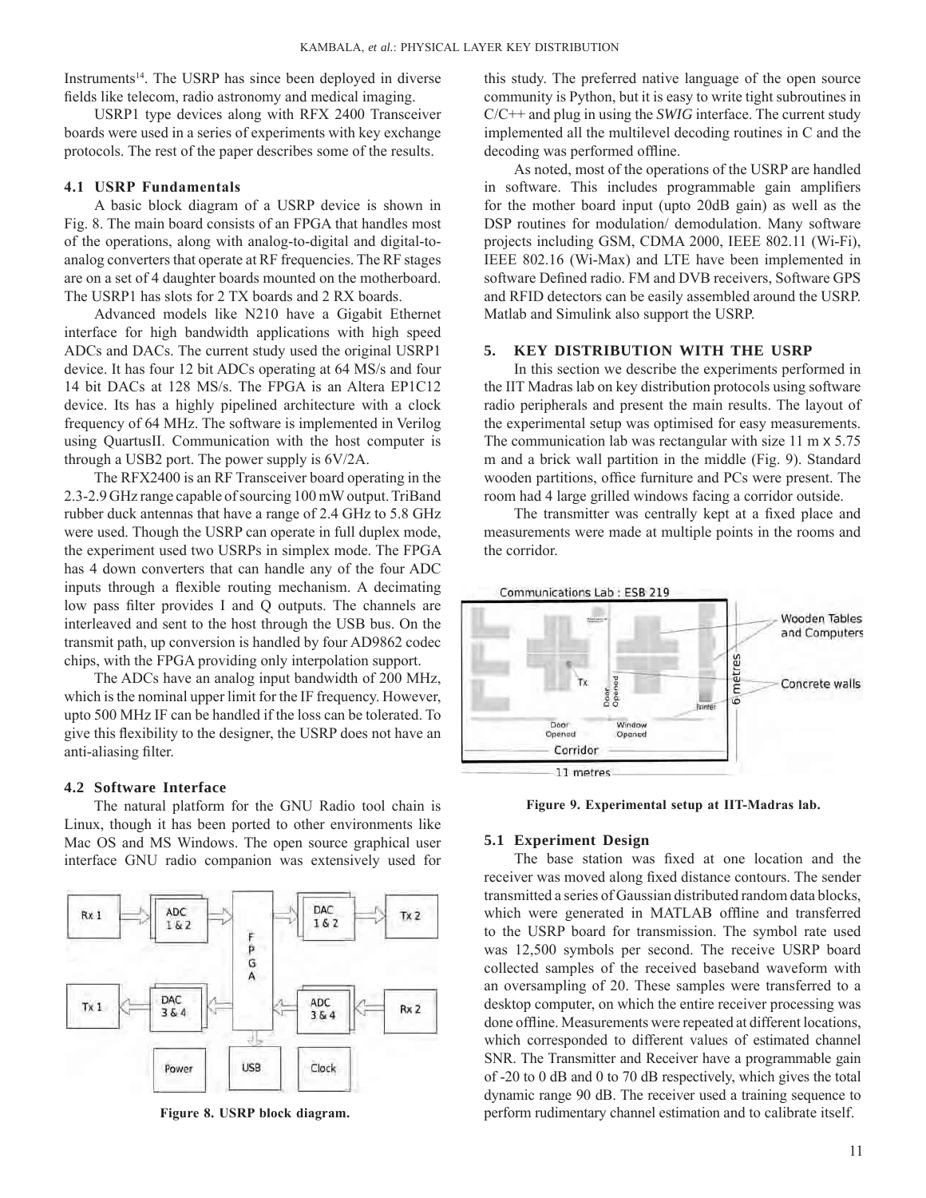Instruments[14]. The USRP has since been deployed in diverse fields like telecom, radio astronomy and medical imaging.

USRP1 type devices along with RFX 2400 Transceiver boards were used in a series of experiments with key exchange protocols. The rest of the paper describes some of the results.

### 4.1 USRP Fundamentals

A basic block diagram of a USRP device is shown in Fig. 8. The main board consists of an FPGA that handles most of the operations, along with analog-to-digital and digital-to-analog converters that operate at RF frequencies. The RF stages are on a set of 4 daughter boards mounted on the motherboard. The USRP1 has slots for 2 TX boards and 2 RX boards.

Advanced models like N210 have a Gigabit Ethernet interface for high bandwidth applications with high speed ADCs and DACs. The current study used the original USRP1 device. It has four 12 bit ADCs operating at 64 MS/s and four 14 bit DACs at 128 MS/s. The FPGA is an Altera EP1C12 device. Its has a highly pipelined architecture with a clock frequency of 64 MHz. The software is implemented in Verilog using QuartusII. Communication with the host computer is through a USB2 port. The power supply is 6V/2A.

The RFX2400 is an RF Transceiver board operating in the 2.3-2.9 GHz range capable of sourcing 100 mW output. TriBand rubber duck antennas that have a range of 2.4 GHz to 5.8 GHz were used. Though the USRP can operate in full duplex mode, the experiment used two USRPs in simplex mode. The FPGA has 4 down converters that can handle any of the four ADC inputs through a flexible routing mechanism. A decimating low pass filter provides I and Q outputs. The channels are interleaved and sent to the host through the USB bus. On the transmit path, up conversion is handled by four AD9862 codec chips, with the FPGA providing only interpolation support.

The ADCs have an analog input bandwidth of 200 MHz, which is the nominal upper limit for the IF frequency. However, upto 500 MHz IF can be handled if the loss can be tolerated. To give this flexibility to the designer, the USRP does not have an anti-aliasing filter.

### 4.2 Software Interface

The natural platform for the GNU Radio tool chain is Linux, though it has been ported to other environments like Mac OS and MS Windows. The open source graphical user interface GNU radio companion was extensively used for this study. The preferred native language of the open source community is Python, but it is easy to write tight subroutines in C/C++ and plug in using the *SWIG* interface. The current study implemented all the multilevel decoding routines in C and the decoding was performed offline.

As noted, most of the operations of the USRP are handled in software. This includes programmable gain amplifiers for the mother board input (upto 20dB gain) as well as the DSP routines for modulation/ demodulation. Many software projects including GSM, CDMA 2000, IEEE 802.11 (Wi-Fi), IEEE 802.16 (Wi-Max) and LTE have been implemented in software Defined radio. FM and DVB receivers, Software GPS and RFID detectors can be easily assembled around the USRP. Matlab and Simulink also support the USRP.

**Figure 8. USRP block diagram.**

## 5. KEY DISTRIBUTION WITH THE USRP

In this section we describe the experiments performed in the IIT Madras lab on key distribution protocols using software radio peripherals and present the main results. The layout of the experimental setup was optimised for easy measurements. The communication lab was rectangular with size 11 m x 5.75 m and a brick wall partition in the middle (Fig. 9). Standard wooden partitions, office furniture and PCs were present. The room had 4 large grilled windows facing a corridor outside.

The transmitter was centrally kept at a fixed place and measurements were made at multiple points in the rooms and the corridor.

**Figure 9. Experimental setup at IIT-Madras lab.**

### 5.1 Experiment Design

The base station was fixed at one location and the receiver was moved along fixed distance contours. The sender transmitted a series of Gaussian distributed random data blocks, which were generated in MATLAB offline and transferred to the USRP board for transmission. The symbol rate used was 12,500 symbols per second. The receive USRP board collected samples of the received baseband waveform with an oversampling of 20. These samples were transferred to a desktop computer, on which the entire receiver processing was done offline. Measurements were repeated at different locations, which corresponded to different values of estimated channel SNR. The Transmitter and Receiver have a programmable gain of -20 to 0 dB and 0 to 70 dB respectively, which gives the total dynamic range 90 dB. The receiver used a training sequence to perform rudimentary channel estimation and to calibrate itself.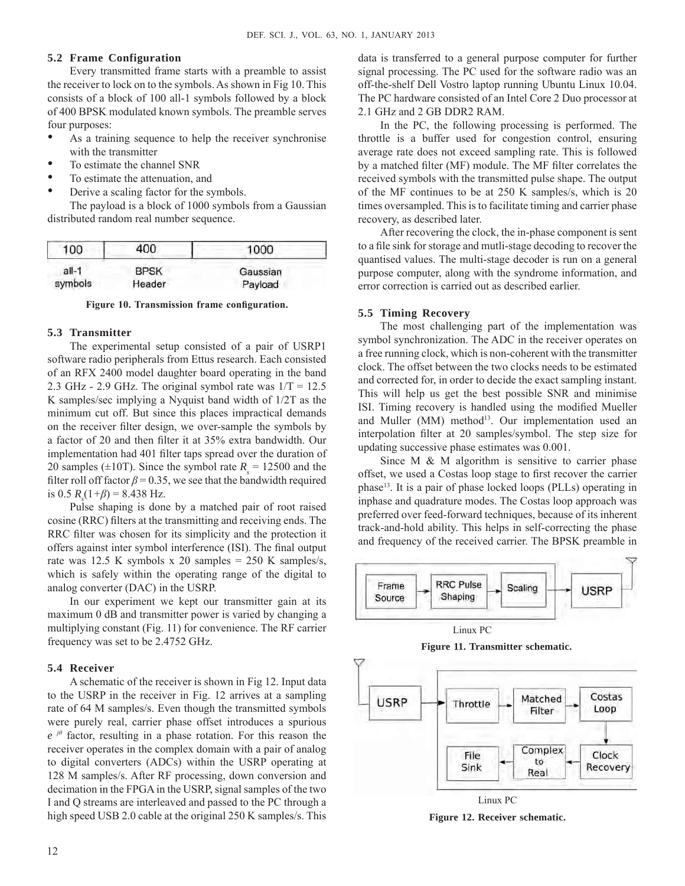### 5.2 Frame Configuration

Every transmitted frame starts with a preamble to assist the receiver to lock on to the symbols. As shown in Fig 10. This consists of a block of 100 all-1 symbols followed by a block of 400 BPSK modulated known symbols. The preamble serves four purposes:

- As a training sequence to help the receiver synchronise with the transmitter
- To estimate the channel SNR
- To estimate the attenuation, and
- Derive a scaling factor for the symbols.

The payload is a block of 1000 symbols from a Gaussian distributed random real number sequence.

| 100 | 400 | 1000 |
|---|---|---|
| all-1 symbols | BPSK Header | Gaussian Payload |

**Figure 10. Transmission frame configuration.**

### 5.3 Transmitter

The experimental setup consisted of a pair of USRP1 software radio peripherals from Ettus research. Each consisted of an RFX 2400 model daughter board operating in the band 2.3 GHz - 2.9 GHz. The original symbol rate was 1/T = 12.5 K samples/sec implying a Nyquist band width of 1/2T as the minimum cut off. But since this places impractical demands on the receiver filter design, we over-sample the symbols by a factor of 20 and then filter it at 35% extra bandwidth. Our implementation had 401 filter taps spread over the duration of 20 samples (±10T). Since the symbol rate $R_s$ = 12500 and the filter roll off factor $\beta$ = 0.35, we see that the bandwidth required is 0.5 $R_s(1+\beta)$ = 8.438 Hz.

Pulse shaping is done by a matched pair of root raised cosine (RRC) filters at the transmitting and receiving ends. The RRC filter was chosen for its simplicity and the protection it offers against inter symbol interference (ISI). The final output rate was 12.5 K symbols x 20 samples = 250 K samples/s, which is safely within the operating range of the digital to analog converter (DAC) in the USRP.

In our experiment we kept our transmitter gain at its maximum 0 dB and transmitter power is varied by changing a multiplying constant (Fig. 11) for convenience. The RF carrier frequency was set to be 2.4752 GHz.

### 5.4 Receiver

A schematic of the receiver is shown in Fig 12. Input data to the USRP in the receiver in Fig. 12 arrives at a sampling rate of 64 M samples/s. Even though the transmitted symbols were purely real, carrier phase offset introduces a spurious $e^{j\theta}$ factor, resulting in a phase rotation. For this reason the receiver operates in the complex domain with a pair of analog to digital converters (ADCs) within the USRP operating at 128 M samples/s. After RF processing, down conversion and decimation in the FPGA in the USRP, signal samples of the two I and Q streams are interleaved and passed to the PC through a high speed USB 2.0 cable at the original 250 K samples/s. This data is transferred to a general purpose computer for further signal processing. The PC used for the software radio was an off-the-shelf Dell Vostro laptop running Ubuntu Linux 10.04. The PC hardware consisted of an Intel Core 2 Duo processor at 2.1 GHz and 2 GB DDR2 RAM.

In the PC, the following processing is performed. The throttle is a buffer used for congestion control, ensuring average rate does not exceed sampling rate. This is followed by a matched filter (MF) module. The MF filter correlates the received symbols with the transmitted pulse shape. The output of the MF continues to be at 250 K samples/s, which is 20 times oversampled. This is to facilitate timing and carrier phase recovery, as described later.

After recovering the clock, the in-phase component is sent to a file sink for storage and mutli-stage decoding to recover the quantised values. The multi-stage decoder is run on a general purpose computer, along with the syndrome information, and error correction is carried out as described earlier.

### 5.5 Timing Recovery

The most challenging part of the implementation was symbol synchronization. The ADC in the receiver operates on a free running clock, which is non-coherent with the transmitter clock. The offset between the two clocks needs to be estimated and corrected for, in order to decide the exact sampling instant. This will help us get the best possible SNR and minimise ISI. Timing recovery is handled using the modified Mueller and Muller (MM) method[13]. Our implementation used an interpolation filter at 20 samples/symbol. The step size for updating successive phase estimates was 0.001.

Since M & M algorithm is sensitive to carrier phase offset, we used a Costas loop stage to first recover the carrier phase[13]. It is a pair of phase locked loops (PLLs) operating in inphase and quadrature modes. The Costas loop approach was preferred over feed-forward techniques, because of its inherent track-and-hold ability. This helps in self-correcting the phase and frequency of the received carrier. The BPSK preamble in

Frame Source → RRC Pulse Shaping → Scaling → USRP

Linux PC

**Figure 11. Transmitter schematic.**

USRP → Throttle → Matched Filter → Costas Loop → Clock Recovery → Complex to Real → File Sink

Linux PC

**Figure 12. Receiver schematic.**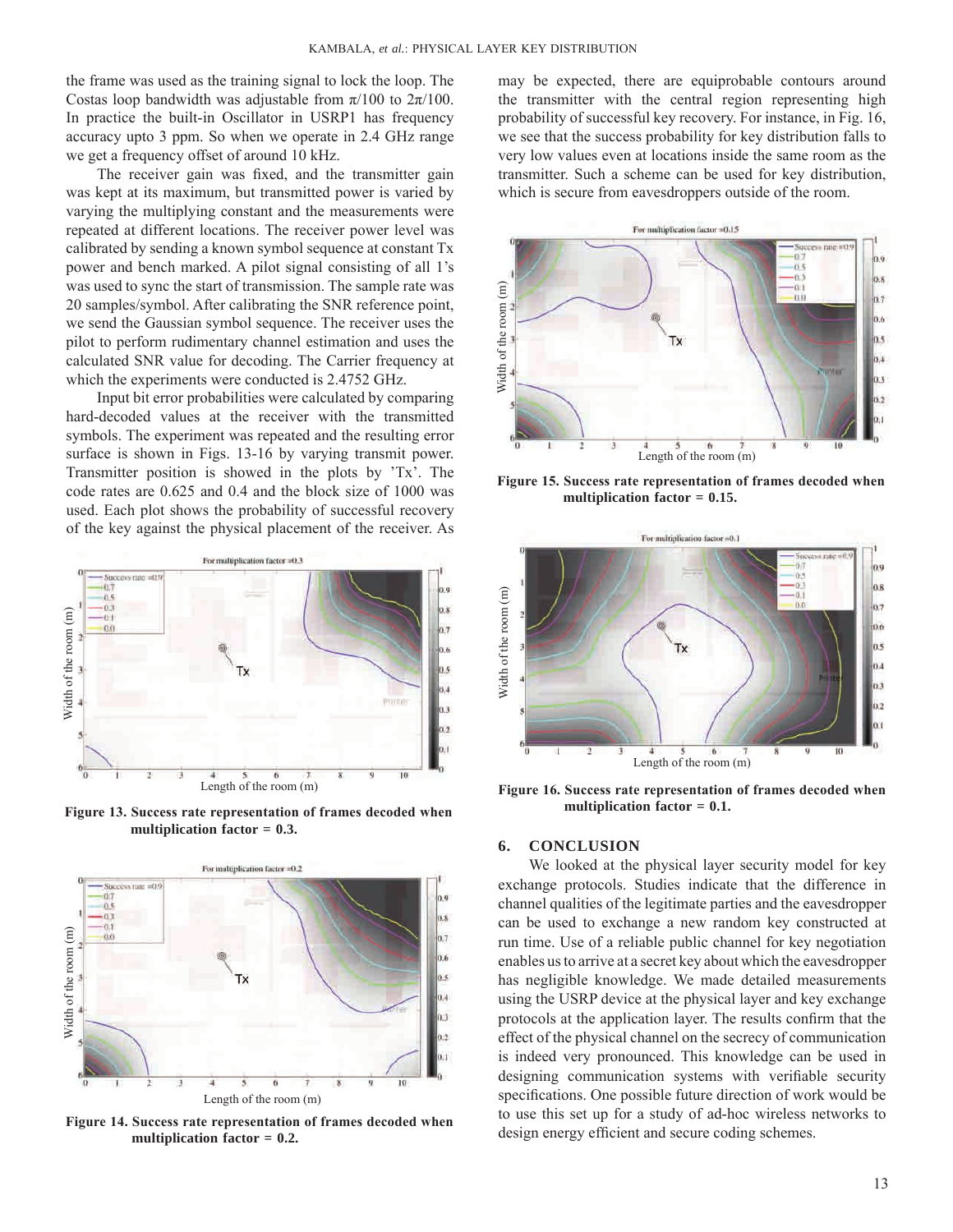the frame was used as the training signal to lock the loop. The Costas loop bandwidth was adjustable from $\pi/100$ to $2\pi/100$. In practice the built-in Oscillator in USRP1 has frequency accuracy upto 3 ppm. So when we operate in 2.4 GHz range we get a frequency offset of around 10 kHz.

The receiver gain was fixed, and the transmitter gain was kept at its maximum, but transmitted power is varied by varying the multiplying constant and the measurements were repeated at different locations. The receiver power level was calibrated by sending a known symbol sequence at constant Tx power and bench marked. A pilot signal consisting of all 1's was used to sync the start of transmission. The sample rate was 20 samples/symbol. After calibrating the SNR reference point, we send the Gaussian symbol sequence. The receiver uses the pilot to perform rudimentary channel estimation and uses the calculated SNR value for decoding. The Carrier frequency at which the experiments were conducted is 2.4752 GHz.

Input bit error probabilities were calculated by comparing hard-decoded values at the receiver with the transmitted symbols. The experiment was repeated and the resulting error surface is shown in Figs. 13-16 by varying transmit power. Transmitter position is showed in the plots by 'Tx'. The code rates are 0.625 and 0.4 and the block size of 1000 was used. Each plot shows the probability of successful recovery of the key against the physical placement of the receiver. As may be expected, there are equiprobable contours around the transmitter with the central region representing high probability of successful key recovery. For instance, in Fig. 16, we see that the success probability for key distribution falls to very low values even at locations inside the same room as the transmitter. Such a scheme can be used for key distribution, which is secure from eavesdroppers outside of the room.

**Figure 13. Success rate representation of frames decoded when multiplication factor = 0.3.**

**Figure 14. Success rate representation of frames decoded when multiplication factor = 0.2.**

**Figure 15. Success rate representation of frames decoded when multiplication factor = 0.15.**

**Figure 16. Success rate representation of frames decoded when multiplication factor = 0.1.**

## 6. CONCLUSION

We looked at the physical layer security model for key exchange protocols. Studies indicate that the difference in channel qualities of the legitimate parties and the eavesdropper can be used to exchange a new random key constructed at run time. Use of a reliable public channel for key negotiation enables us to arrive at a secret key about which the eavesdropper has negligible knowledge. We made detailed measurements using the USRP device at the physical layer and key exchange protocols at the application layer. The results confirm that the effect of the physical channel on the secrecy of communication is indeed very pronounced. This knowledge can be used in designing communication systems with verifiable security specifications. One possible future direction of work would be to use this set up for a study of ad-hoc wireless networks to design energy efficient and secure coding schemes.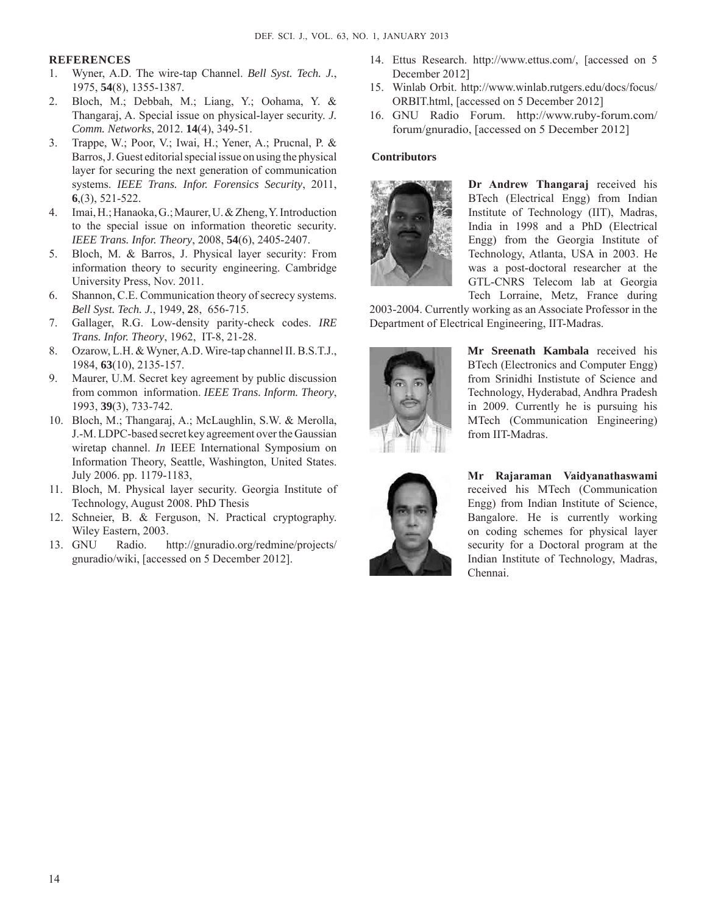## REFERENCES

1. Wyner, A.D. The wire-tap Channel. *Bell Syst. Tech. J.*, 1975, **54**(8), 1355-1387.
2. Bloch, M.; Debbah, M.; Liang, Y.; Oohama, Y. & Thangaraj, A. Special issue on physical-layer security. *J. Comm. Networks*, 2012. **14**(4), 349-51.
3. Trappe, W.; Poor, V.; Iwai, H.; Yener, A.; Prucnal, P. & Barros, J. Guest editorial special issue on using the physical layer for securing the next generation of communication systems. *IEEE Trans. Infor. Forensics Security*, 2011, **6**,(3), 521-522.
4. Imai, H.; Hanaoka, G.; Maurer, U. & Zheng, Y. Introduction to the special issue on information theoretic security. *IEEE Trans. Infor. Theory*, 2008, **54**(6), 2405-2407.
5. Bloch, M. & Barros, J. Physical layer security: From information theory to security engineering. Cambridge University Press, Nov. 2011.
6. Shannon, C.E. Communication theory of secrecy systems. *Bell Syst. Tech. J.*, 1949, **2**8, 656-715.
7. Gallager, R.G. Low-density parity-check codes. *IRE Trans. Infor. Theory*, 1962, IT-8, 21-28.
8. Ozarow, L.H. & Wyner, A.D. Wire-tap channel II. B.S.T.J., 1984, **63**(10), 2135-157.
9. Maurer, U.M. Secret key agreement by public discussion from common information. *IEEE Trans. Inform. Theory*, 1993, **39**(3), 733-742.
10. Bloch, M.; Thangaraj, A.; McLaughlin, S.W. & Merolla, J.-M. LDPC-based secret key agreement over the Gaussian wiretap channel. *In* IEEE International Symposium on Information Theory, Seattle, Washington, United States. July 2006. pp. 1179-1183,
11. Bloch, M. Physical layer security. Georgia Institute of Technology, August 2008. PhD Thesis
12. Schneier, B. & Ferguson, N. Practical cryptography. Wiley Eastern, 2003.
13. GNU Radio. http://gnuradio.org/redmine/projects/gnuradio/wiki, [accessed on 5 December 2012].
14. Ettus Research. http://www.ettus.com/, [accessed on 5 December 2012]
15. Winlab Orbit. http://www.winlab.rutgers.edu/docs/focus/ORBIT.html, [accessed on 5 December 2012]
16. GNU Radio Forum. http://www.ruby-forum.com/forum/gnuradio, [accessed on 5 December 2012]

## Contributors

**Dr Andrew Thangaraj** received his BTech (Electrical Engg) from Indian Institute of Technology (IIT), Madras, India in 1998 and a PhD (Electrical Engg) from the Georgia Institute of Technology, Atlanta, USA in 2003. He was a post-doctoral researcher at the GTL-CNRS Telecom lab at Georgia Tech Lorraine, Metz, France during 2003-2004. Currently working as an Associate Professor in the Department of Electrical Engineering, IIT-Madras.

**Mr Sreenath Kambala** received his BTech (Electronics and Computer Engg) from Srinidhi Instistute of Science and Technology, Hyderabad, Andhra Pradesh in 2009. Currently he is pursuing his MTech (Communication Engineering) from IIT-Madras.

**Mr Rajaraman Vaidyanathaswami** received his MTech (Communication Engg) from Indian Institute of Science, Bangalore. He is currently working on coding schemes for physical layer security for a Doctoral program at the Indian Institute of Technology, Madras, Chennai.